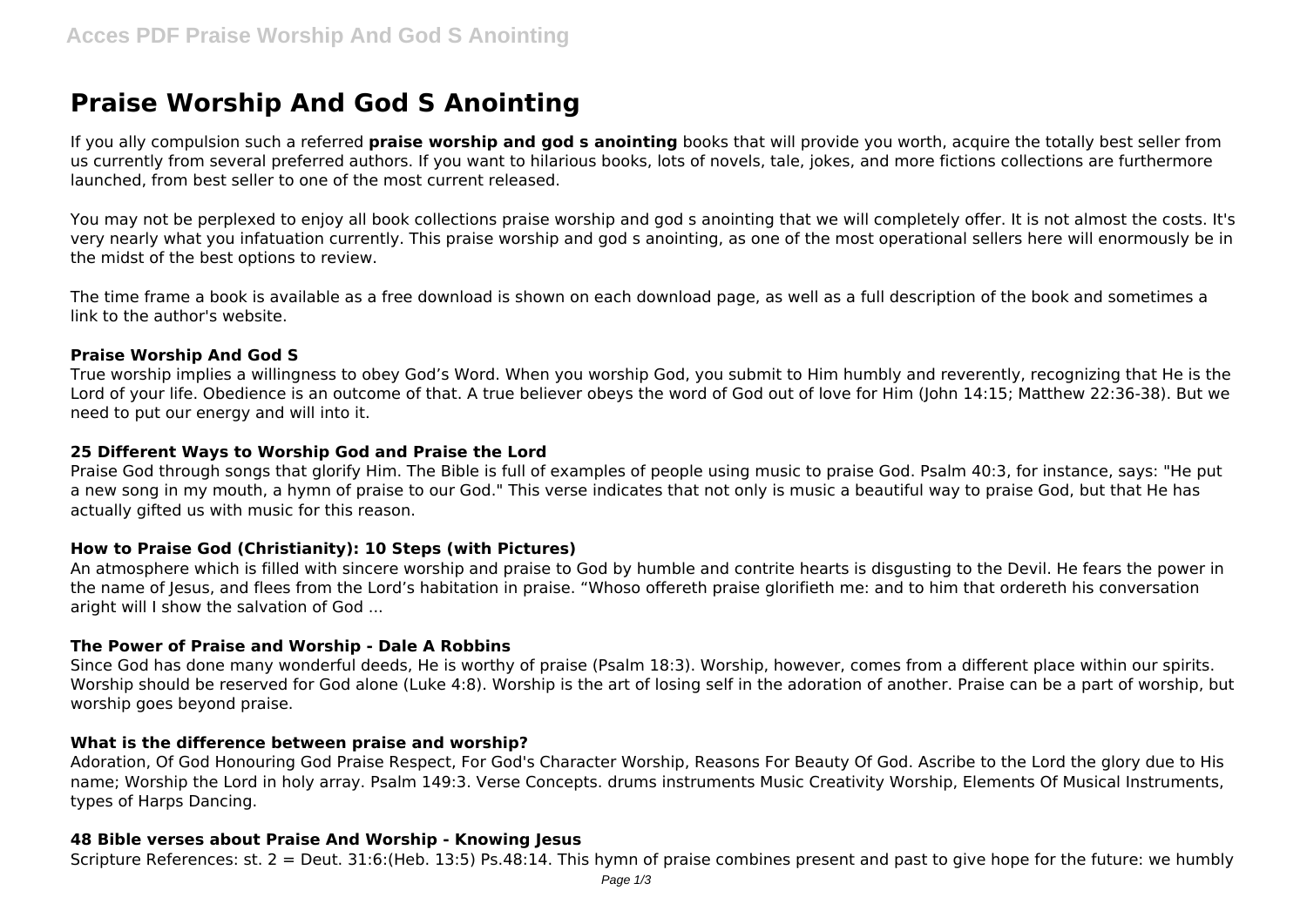# Praise Worship And God S Anointing

If you ally compulsion such a referred **praise worship and god s anointing** books that will provide you worth, acquire the totally best seller from us currently from several preferred authors. If you want to hilarious books, lots of novels, tale, jokes, and more fictions collections are furthermore launched, from best seller to one of the most current released.

You may not be perplexed to enjoy all book collections praise worship and god s anointing that we will completely offer. It is not almost the costs. It's very nearly what you infatuation currently. This praise worship and god s anointing, as one of the most operational sellers here will enormously be in the midst of the best options to review.

The time frame a book is available as a free download is shown on each download page, as well as a full description of the book and sometimes a link to the author's website.

### Praise Worship And God S

True worship implies a willingness to obey God's Word. When you worship God, you submit to Him humbly and reverently, recognizing that He is the Lord of your life. Obedience is an outcome of that. A true believer obeys the word of God out of love for Him (John 14:15; Matthew 22:36-38). But we need to put our energy and will into it.

### 25 Different Ways to Worship God and Praise the Lord

Praise God through songs that glorify Him. The Bible is full of examples of people using music to praise God. Psalm 40:3, for instance, says: "He put a new song in my mouth, a hymn of praise to our God." This verse indicates that not only is music a beautiful way to praise God, but that He has actually gifted us with music for this reason.

### How to Praise God (Christianity): 10 Steps (with Pictures)

An atmosphere which is filled with sincere worship and praise to God by humble and contrite hearts is disgusting to the Devil. He fears the power in the name of Jesus, and flees from the Lord's habitation in praise. "Whoso offereth praise glorifieth me: and to him that ordereth his conversation aright will I show the salvation of God ...

### The Power of Praise and Worship - Dale A Robbins

Since God has done many wonderful deeds, He is worthy of praise (Psalm 18:3). Worship, however, comes from a different place within our spirits. Worship should be reserved for God alone (Luke 4:8). Worship is the art of losing self in the adoration of another. Praise can be a part of worship, but worship goes beyond praise.

### What is the difference between praise and worship?

Adoration, Of God Honouring God Praise Respect, For God's Character Worship, Reasons For Beauty Of God. Ascribe to the Lord the glory due to His name; Worship the Lord in holy array. Psalm 149:3. Verse Concepts. drums instruments Music Creativity Worship, Elements Of Musical Instruments, types of Harps Dancing.

### 48 Bible verses about Praise And Worship - Knowing Jesus

Scripture References: st. 2 = Deut. 31:6:(Heb. 13:5) Ps.48:14. This hymn of praise combines present and past to give hope for the future: we humbly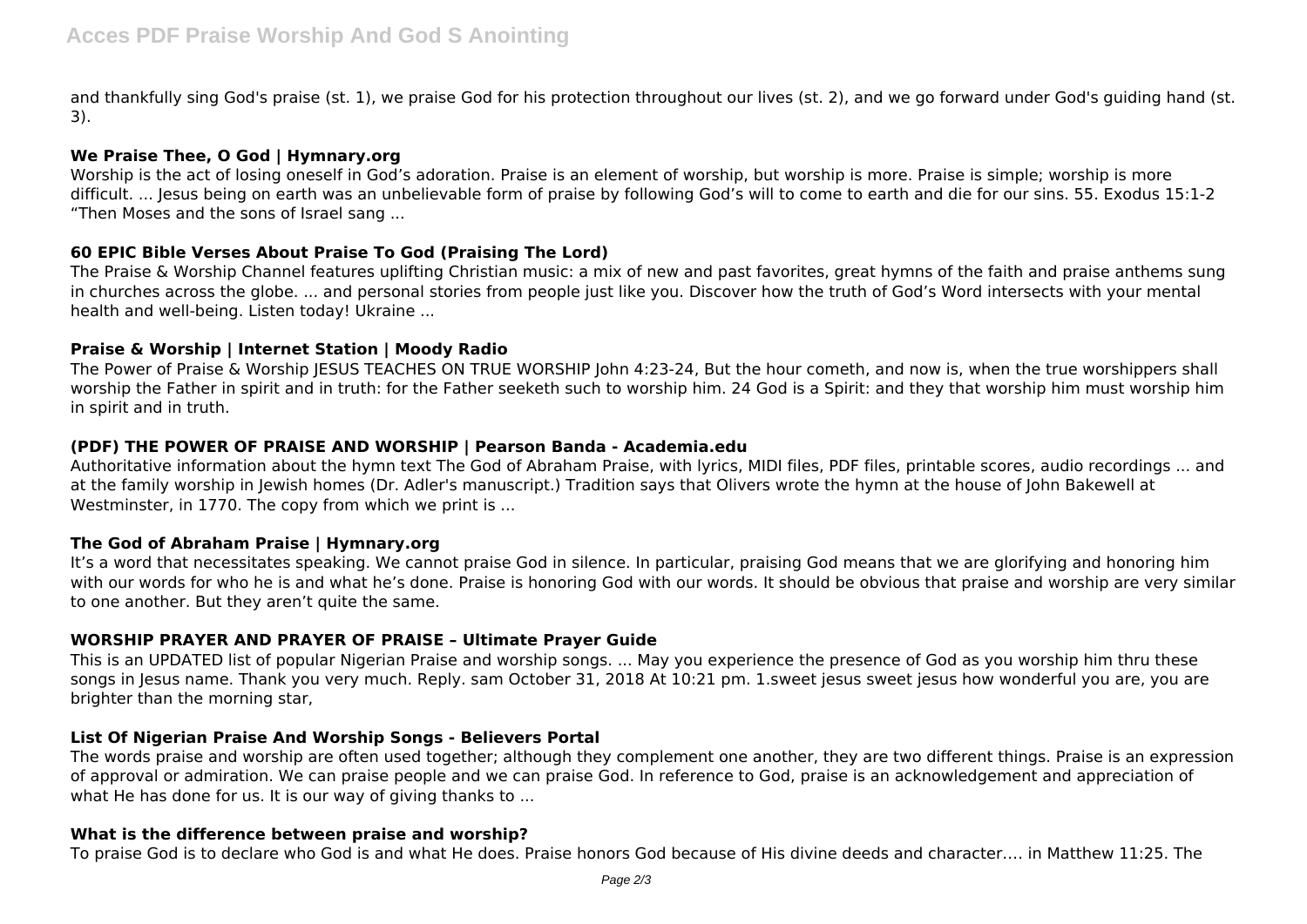and thankfully sing God's praise (st. 1), we praise God for his protection throughout our lives (st. 2), and we go forward under God's guiding hand (st. 3).

### We Praise Thee, O God | Hymnary.org

Worship is the act of losing oneself in God's adoration. Praise is an element of worship, but worship is more. Praise is simple; worship is more difficult. ... Jesus being on earth was an unbelievable form of praise by following God's will to come to earth and die for our sins. 55. Exodus 15:1-2 "Then Moses and the sons of Israel sang ...

### 60 EPIC Bible Verses About Praise To God (Praising The Lord)

The Praise & Worship Channel features uplifting Christian music: a mix of new and past favorites, great hymns of the faith and praise anthems sung in churches across the globe. ... and personal stories from people just like you. Discover how the truth of God's Word intersects with your mental health and well-being. Listen today! Ukraine ...

### Praise & Worship | Internet Station | Moody Radio

The Power of Praise & Worship JESUS TEACHES ON TRUE WORSHIP John 4:23-24, But the hour cometh, and now is, when the true worshippers shall worship the Father in spirit and in truth: for the Father seeketh such to worship him. 24 God is a Spirit: and they that worship him must worship him in spirit and in truth.

### (PDF) THE POWER OF PRAISE AND WORSHIP | Pearson Banda - Academia.edu

Authoritative information about the hymn text The God of Abraham Praise, with lyrics, MIDI files, PDF files, printable scores, audio recordings ... and at the family worship in Jewish homes (Dr. Adler's manuscript.) Tradition says that Olivers wrote the hymn at the house of John Bakewell at Westminster, in 1770. The copy from which we print is ...

### The God of Abraham Praise | Hymnary.org

It's a word that necessitates speaking. We cannot praise God in silence. In particular, praising God means that we are glorifying and honoring him with our words. Praise is honoring God with our words. It should be obvious that praise and worship are very similar to one another. But they aren't quite the same.

### WORSHIP PRAYER AND PRAYER OF PRAISE – Ultimate Prayer Guide

This is an UPDATED list of popular Nigerian Praise and worship songs. ... May you experience the presence of God as you worship him thru these songs in Jesus name. Thank you very much. Reply. sam October 31, 2018 At 10:21 pm. 1.sweet jesus sweet jesus how wonderful you are, you are brighter than the morning star,

### List Of Nigerian Praise And Worship Songs - Believers Portal

The words praise and worship are often used together; although they complement one another, they are two different things. Praise is an expression of approval or admiration. We can praise people and we can praise God. In reference to God, praise is an acknowledgement and appreciation of what He has done for us. It is our way of giving thanks to ...

### What is the difference between praise and worship?

To praise God is to declare who God is and what He does. Praise honors God because of His divine deeds and character.… in Matthew 11:25. The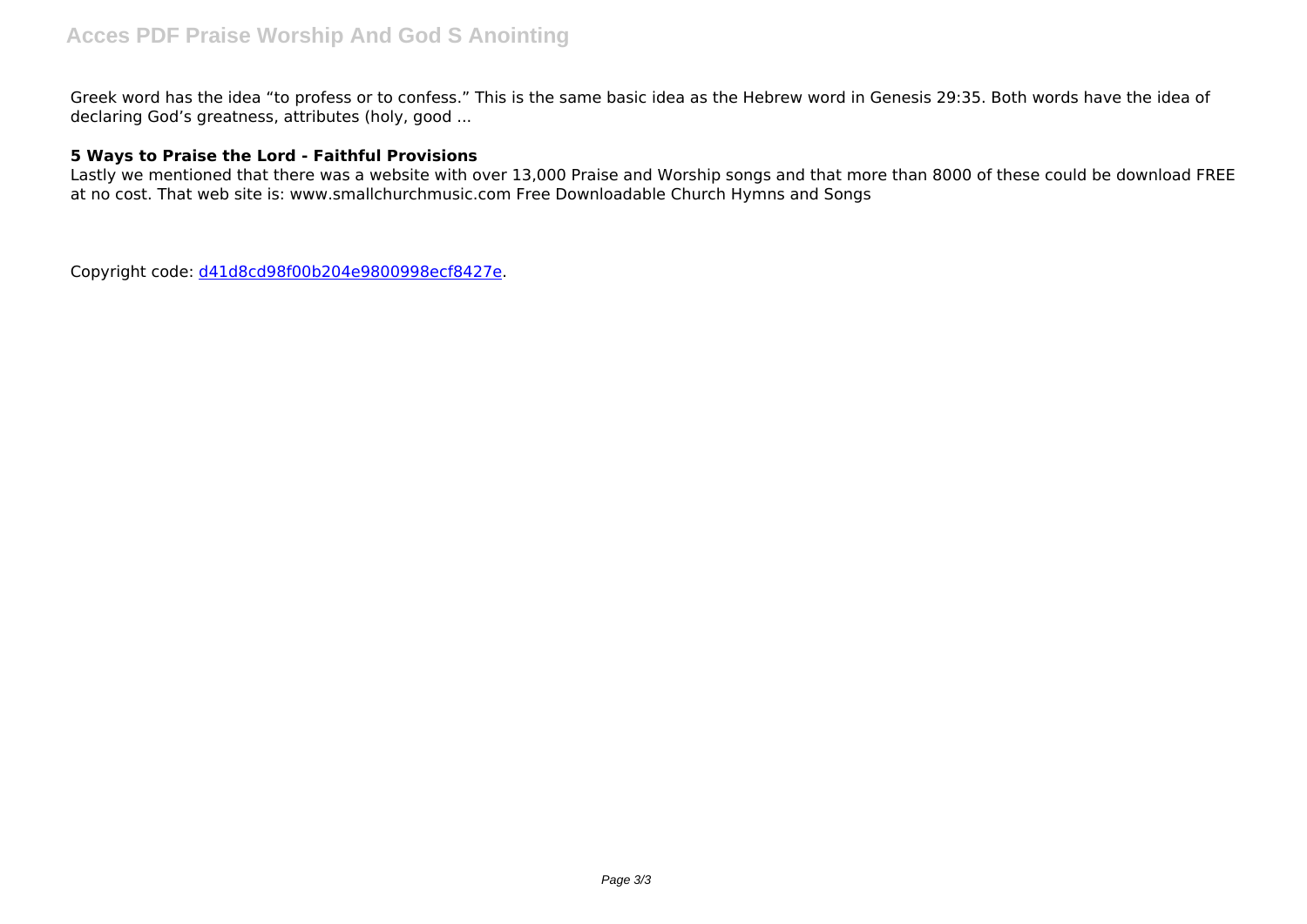Greek word has the idea "to profess or to confess." This is the same basic idea as the Hebrew word in Genesis 29:35. Both words have the idea of declaring God's greatness, attributes (holy, good ...

**5 Ways to Praise the Lord - Faithful Provisions**

Lastly we mentioned that there was a website with over 13,000 Praise and Worship songs and that more than 8000 of these could be download FREE at no cost. That web site is: www.smallchurchmusic.com Free Downloadable Church Hymns and Songs

Copyright code: d41d8cd98f00b204e9800998ecf8427e.